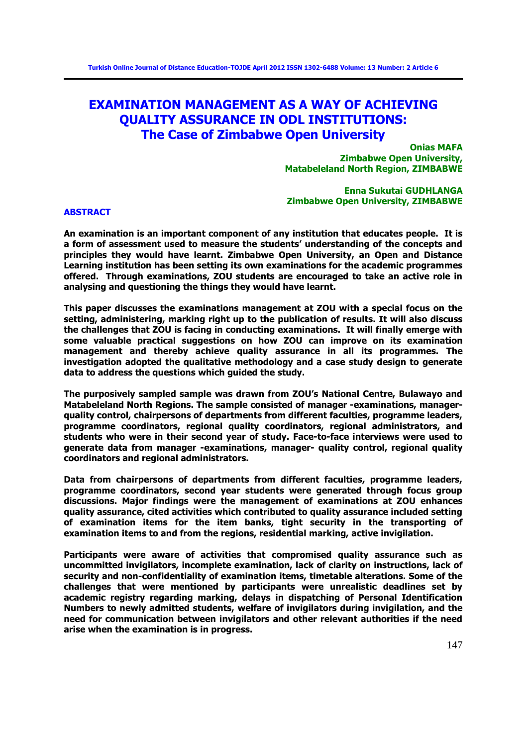# EXAMINATION MANAGEMENT AS A WAY OF ACHIEVING QUALITY ASSURANCE IN ODL INSTITUTIONS: The Case of Zimbabwe Open University

**Onias MAFA**
**Zimbabwe Open University,**
**Matabeleland North Region, ZIMBABWE**

**Enna Sukutai GUDHLANGA**
**Zimbabwe Open University, ZIMBABWE**

## ABSTRACT

**An examination is an important component of any institution that educates people. It is a form of assessment used to measure the students' understanding of the concepts and principles they would have learnt. Zimbabwe Open University, an Open and Distance Learning institution has been setting its own examinations for the academic programmes offered. Through examinations, ZOU students are encouraged to take an active role in analysing and questioning the things they would have learnt.**

**This paper discusses the examinations management at ZOU with a special focus on the setting, administering, marking right up to the publication of results. It will also discuss the challenges that ZOU is facing in conducting examinations. It will finally emerge with some valuable practical suggestions on how ZOU can improve on its examination management and thereby achieve quality assurance in all its programmes. The investigation adopted the qualitative methodology and a case study design to generate data to address the questions which guided the study.**

**The purposively sampled sample was drawn from ZOU's National Centre, Bulawayo and Matabeleland North Regions. The sample consisted of manager -examinations, manager-quality control, chairpersons of departments from different faculties, programme leaders, programme coordinators, regional quality coordinators, regional administrators, and students who were in their second year of study. Face-to-face interviews were used to generate data from manager -examinations, manager- quality control, regional quality coordinators and regional administrators.**

**Data from chairpersons of departments from different faculties, programme leaders, programme coordinators, second year students were generated through focus group discussions. Major findings were the management of examinations at ZOU enhances quality assurance, cited activities which contributed to quality assurance included setting of examination items for the item banks, tight security in the transporting of examination items to and from the regions, residential marking, active invigilation.**

**Participants were aware of activities that compromised quality assurance such as uncommitted invigilators, incomplete examination, lack of clarity on instructions, lack of security and non-confidentiality of examination items, timetable alterations. Some of the challenges that were mentioned by participants were unrealistic deadlines set by academic registry regarding marking, delays in dispatching of Personal Identification Numbers to newly admitted students, welfare of invigilators during invigilation, and the need for communication between invigilators and other relevant authorities if the need arise when the examination is in progress.**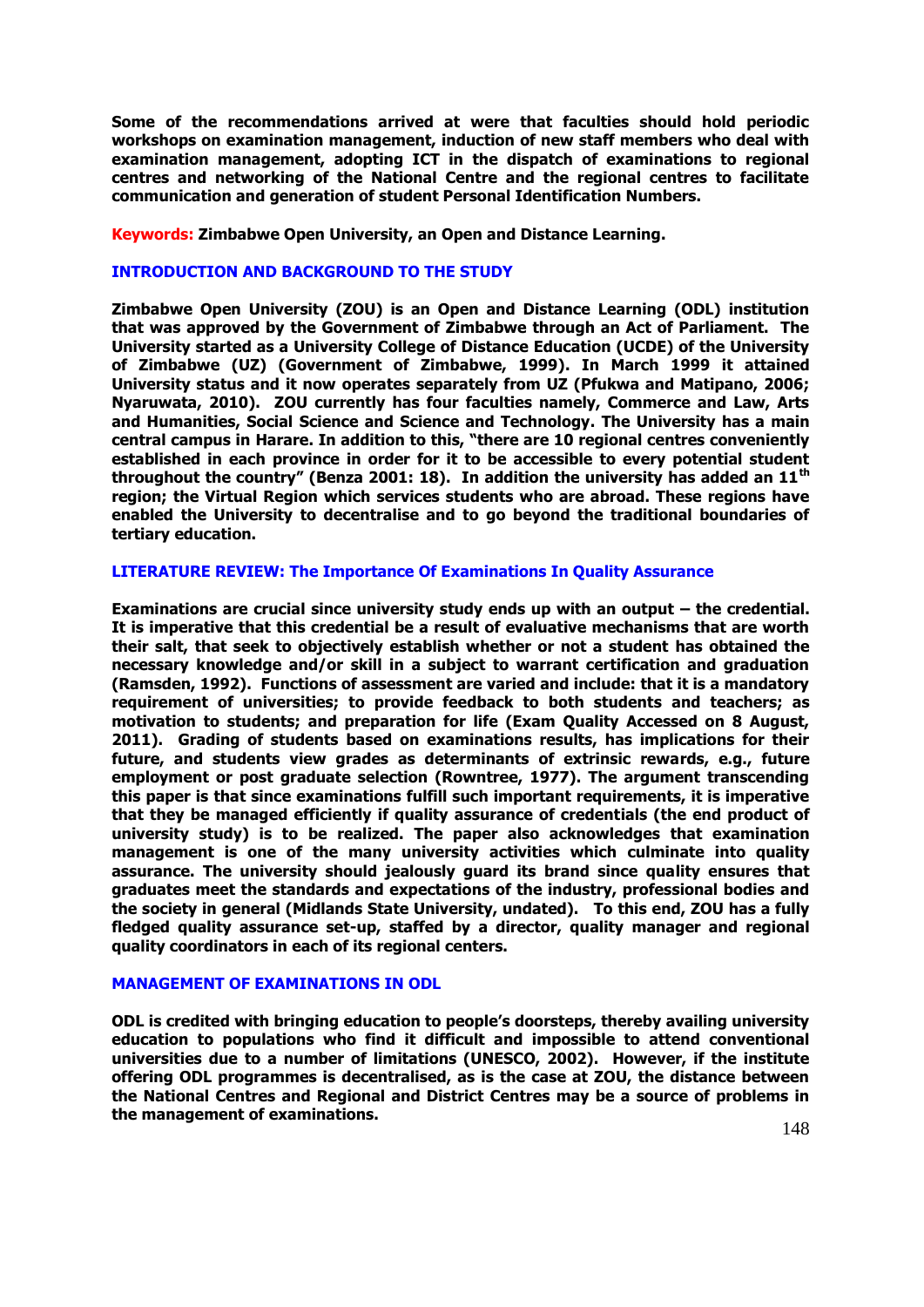**Some of the recommendations arrived at were that faculties should hold periodic workshops on examination management, induction of new staff members who deal with examination management, adopting ICT in the dispatch of examinations to regional centres and networking of the National Centre and the regional centres to facilitate communication and generation of student Personal Identification Numbers.**

**Keywords: Zimbabwe Open University, an Open and Distance Learning.**

## INTRODUCTION AND BACKGROUND TO THE STUDY

**Zimbabwe Open University (ZOU) is an Open and Distance Learning (ODL) institution that was approved by the Government of Zimbabwe through an Act of Parliament. The University started as a University College of Distance Education (UCDE) of the University of Zimbabwe (UZ) (Government of Zimbabwe, 1999). In March 1999 it attained University status and it now operates separately from UZ (Pfukwa and Matipano, 2006; Nyaruwata, 2010). ZOU currently has four faculties namely, Commerce and Law, Arts and Humanities, Social Science and Science and Technology. The University has a main central campus in Harare. In addition to this, "there are 10 regional centres conveniently established in each province in order for it to be accessible to every potential student throughout the country" (Benza 2001: 18). In addition the university has added an 11th region; the Virtual Region which services students who are abroad. These regions have enabled the University to decentralise and to go beyond the traditional boundaries of tertiary education.**

## LITERATURE REVIEW: The Importance Of Examinations In Quality Assurance

**Examinations are crucial since university study ends up with an output – the credential. It is imperative that this credential be a result of evaluative mechanisms that are worth their salt, that seek to objectively establish whether or not a student has obtained the necessary knowledge and/or skill in a subject to warrant certification and graduation (Ramsden, 1992). Functions of assessment are varied and include: that it is a mandatory requirement of universities; to provide feedback to both students and teachers; as motivation to students; and preparation for life (Exam Quality Accessed on 8 August, 2011). Grading of students based on examinations results, has implications for their future, and students view grades as determinants of extrinsic rewards, e.g., future employment or post graduate selection (Rowntree, 1977). The argument transcending this paper is that since examinations fulfill such important requirements, it is imperative that they be managed efficiently if quality assurance of credentials (the end product of university study) is to be realized. The paper also acknowledges that examination management is one of the many university activities which culminate into quality assurance. The university should jealously guard its brand since quality ensures that graduates meet the standards and expectations of the industry, professional bodies and the society in general (Midlands State University, undated). To this end, ZOU has a fully fledged quality assurance set-up, staffed by a director, quality manager and regional quality coordinators in each of its regional centers.**

## MANAGEMENT OF EXAMINATIONS IN ODL

**ODL is credited with bringing education to people's doorsteps, thereby availing university education to populations who find it difficult and impossible to attend conventional universities due to a number of limitations (UNESCO, 2002). However, if the institute offering ODL programmes is decentralised, as is the case at ZOU, the distance between the National Centres and Regional and District Centres may be a source of problems in the management of examinations.**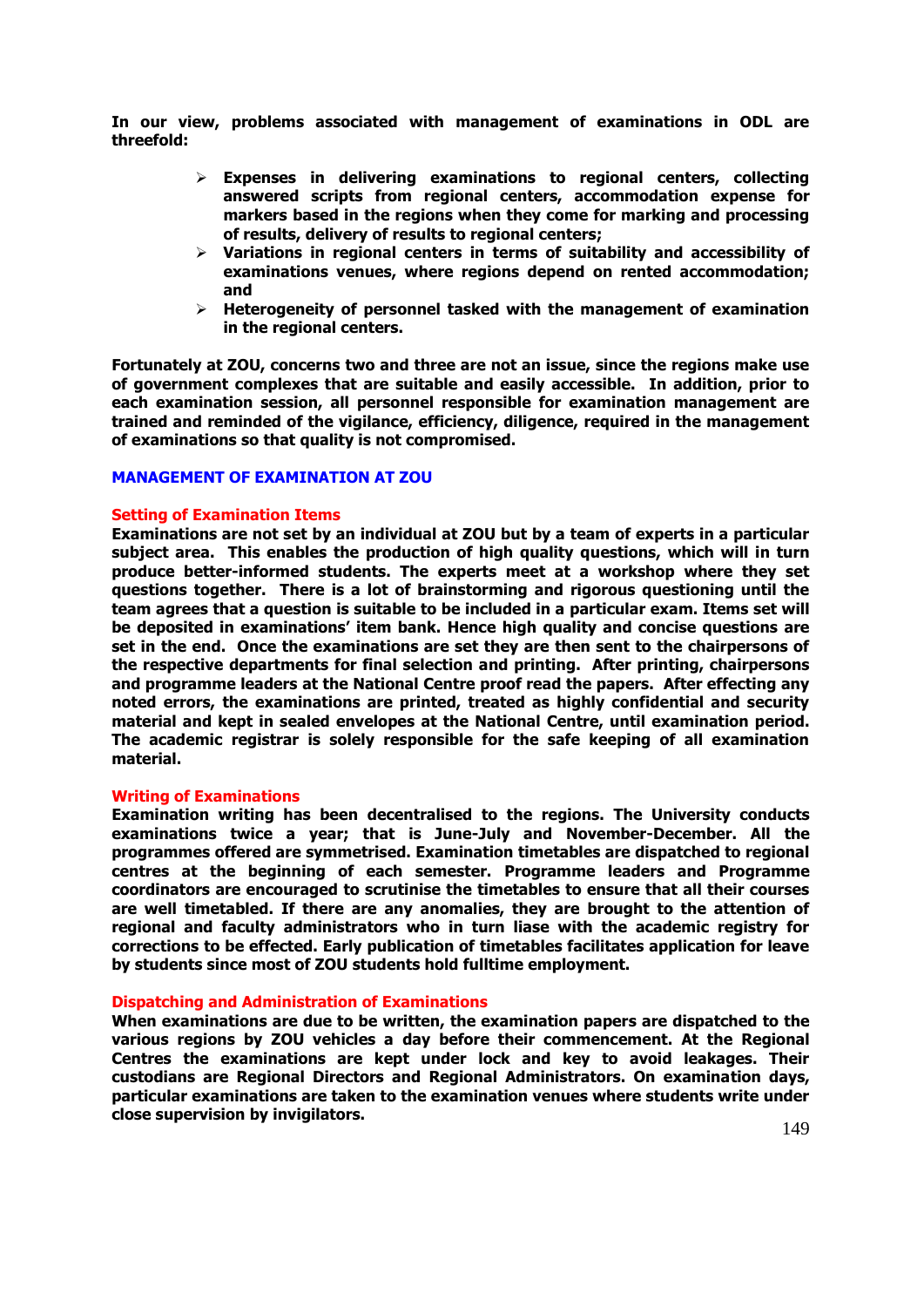**In our view, problems associated with management of examinations in ODL are threefold:**

- **Expenses in delivering examinations to regional centers, collecting answered scripts from regional centers, accommodation expense for markers based in the regions when they come for marking and processing of results, delivery of results to regional centers;**
- **Variations in regional centers in terms of suitability and accessibility of examinations venues, where regions depend on rented accommodation; and**
- **Heterogeneity of personnel tasked with the management of examination in the regional centers.**

**Fortunately at ZOU, concerns two and three are not an issue, since the regions make use of government complexes that are suitable and easily accessible. In addition, prior to each examination session, all personnel responsible for examination management are trained and reminded of the vigilance, efficiency, diligence, required in the management of examinations so that quality is not compromised.**

## MANAGEMENT OF EXAMINATION AT ZOU

### Setting of Examination Items

**Examinations are not set by an individual at ZOU but by a team of experts in a particular subject area. This enables the production of high quality questions, which will in turn produce better-informed students. The experts meet at a workshop where they set questions together. There is a lot of brainstorming and rigorous questioning until the team agrees that a question is suitable to be included in a particular exam. Items set will be deposited in examinations' item bank. Hence high quality and concise questions are set in the end. Once the examinations are set they are then sent to the chairpersons of the respective departments for final selection and printing. After printing, chairpersons and programme leaders at the National Centre proof read the papers. After effecting any noted errors, the examinations are printed, treated as highly confidential and security material and kept in sealed envelopes at the National Centre, until examination period. The academic registrar is solely responsible for the safe keeping of all examination material.**

### Writing of Examinations

**Examination writing has been decentralised to the regions. The University conducts examinations twice a year; that is June-July and November-December. All the programmes offered are symmetrised. Examination timetables are dispatched to regional centres at the beginning of each semester. Programme leaders and Programme coordinators are encouraged to scrutinise the timetables to ensure that all their courses are well timetabled. If there are any anomalies, they are brought to the attention of regional and faculty administrators who in turn liase with the academic registry for corrections to be effected. Early publication of timetables facilitates application for leave by students since most of ZOU students hold fulltime employment.**

### Dispatching and Administration of Examinations

**When examinations are due to be written, the examination papers are dispatched to the various regions by ZOU vehicles a day before their commencement. At the Regional Centres the examinations are kept under lock and key to avoid leakages. Their custodians are Regional Directors and Regional Administrators. On examination days, particular examinations are taken to the examination venues where students write under close supervision by invigilators.**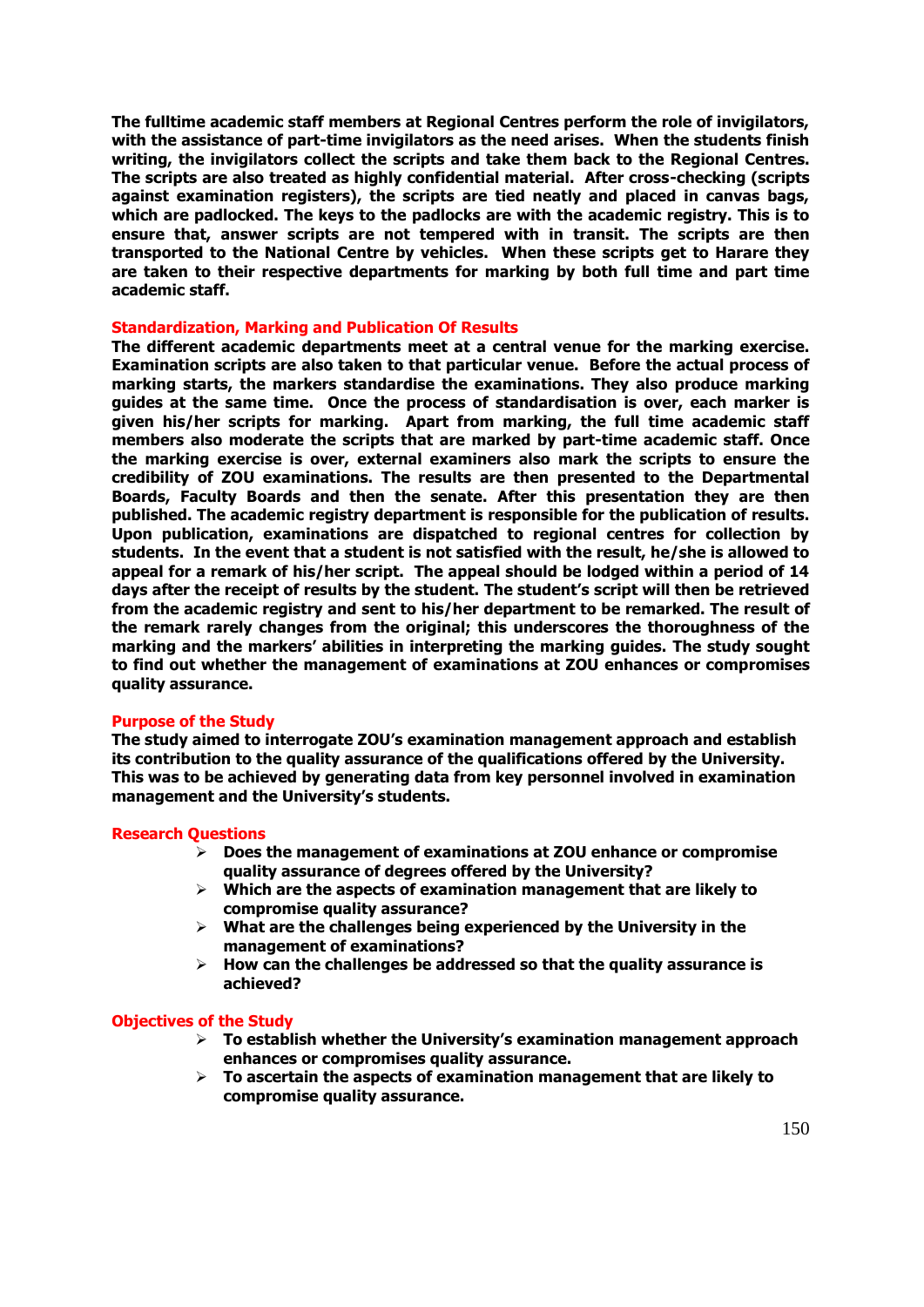**The fulltime academic staff members at Regional Centres perform the role of invigilators, with the assistance of part-time invigilators as the need arises. When the students finish writing, the invigilators collect the scripts and take them back to the Regional Centres. The scripts are also treated as highly confidential material. After cross-checking (scripts against examination registers), the scripts are tied neatly and placed in canvas bags, which are padlocked. The keys to the padlocks are with the academic registry. This is to ensure that, answer scripts are not tempered with in transit. The scripts are then transported to the National Centre by vehicles. When these scripts get to Harare they are taken to their respective departments for marking by both full time and part time academic staff.**

## Standardization, Marking and Publication Of Results

**The different academic departments meet at a central venue for the marking exercise. Examination scripts are also taken to that particular venue. Before the actual process of marking starts, the markers standardise the examinations. They also produce marking guides at the same time. Once the process of standardisation is over, each marker is given his/her scripts for marking. Apart from marking, the full time academic staff members also moderate the scripts that are marked by part-time academic staff. Once the marking exercise is over, external examiners also mark the scripts to ensure the credibility of ZOU examinations. The results are then presented to the Departmental Boards, Faculty Boards and then the senate. After this presentation they are then published. The academic registry department is responsible for the publication of results. Upon publication, examinations are dispatched to regional centres for collection by students. In the event that a student is not satisfied with the result, he/she is allowed to appeal for a remark of his/her script. The appeal should be lodged within a period of 14 days after the receipt of results by the student. The student's script will then be retrieved from the academic registry and sent to his/her department to be remarked. The result of the remark rarely changes from the original; this underscores the thoroughness of the marking and the markers' abilities in interpreting the marking guides. The study sought to find out whether the management of examinations at ZOU enhances or compromises quality assurance.**

## Purpose of the Study

**The study aimed to interrogate ZOU's examination management approach and establish its contribution to the quality assurance of the qualifications offered by the University. This was to be achieved by generating data from key personnel involved in examination management and the University's students.**

## Research Questions

- **Does the management of examinations at ZOU enhance or compromise quality assurance of degrees offered by the University?**
- **Which are the aspects of examination management that are likely to compromise quality assurance?**
- **What are the challenges being experienced by the University in the management of examinations?**
- **How can the challenges be addressed so that the quality assurance is achieved?**

## Objectives of the Study

- **To establish whether the University's examination management approach enhances or compromises quality assurance.**
- **To ascertain the aspects of examination management that are likely to compromise quality assurance.**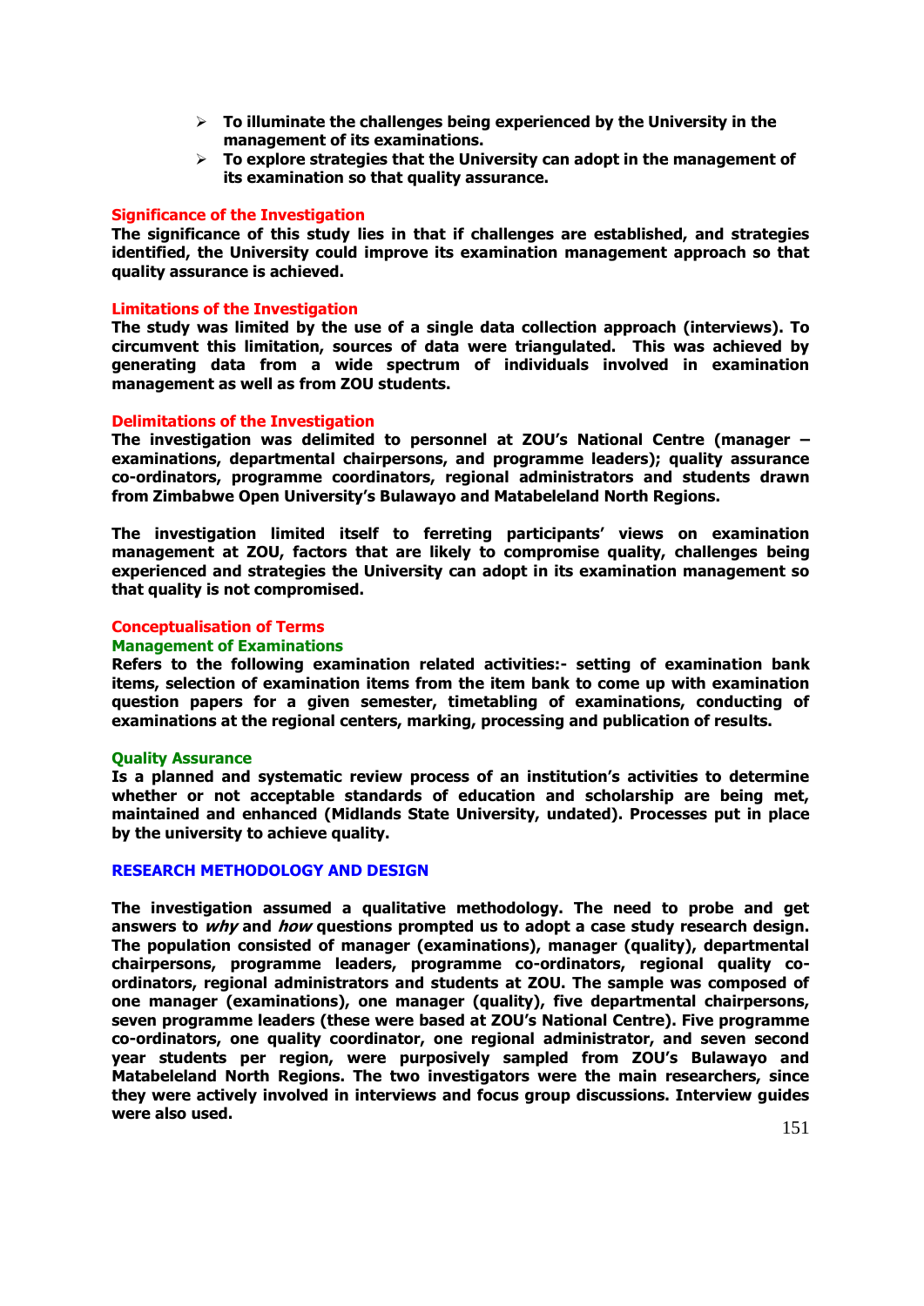- **To illuminate the challenges being experienced by the University in the management of its examinations.**
- **To explore strategies that the University can adopt in the management of its examination so that quality assurance.**

## Significance of the Investigation

**The significance of this study lies in that if challenges are established, and strategies identified, the University could improve its examination management approach so that quality assurance is achieved.**

## Limitations of the Investigation

**The study was limited by the use of a single data collection approach (interviews). To circumvent this limitation, sources of data were triangulated. This was achieved by generating data from a wide spectrum of individuals involved in examination management as well as from ZOU students.**

## Delimitations of the Investigation

**The investigation was delimited to personnel at ZOU's National Centre (manager – examinations, departmental chairpersons, and programme leaders); quality assurance co-ordinators, programme coordinators, regional administrators and students drawn from Zimbabwe Open University's Bulawayo and Matabeleland North Regions.**

**The investigation limited itself to ferreting participants' views on examination management at ZOU, factors that are likely to compromise quality, challenges being experienced and strategies the University can adopt in its examination management so that quality is not compromised.**

## Conceptualisation of Terms

### Management of Examinations

**Refers to the following examination related activities:- setting of examination bank items, selection of examination items from the item bank to come up with examination question papers for a given semester, timetabling of examinations, conducting of examinations at the regional centers, marking, processing and publication of results.**

### Quality Assurance

**Is a planned and systematic review process of an institution's activities to determine whether or not acceptable standards of education and scholarship are being met, maintained and enhanced (Midlands State University, undated). Processes put in place by the university to achieve quality.**

## RESEARCH METHODOLOGY AND DESIGN

**The investigation assumed a qualitative methodology. The need to probe and get answers to *why* and *how* questions prompted us to adopt a case study research design. The population consisted of manager (examinations), manager (quality), departmental chairpersons, programme leaders, programme co-ordinators, regional quality co-ordinators, regional administrators and students at ZOU. The sample was composed of one manager (examinations), one manager (quality), five departmental chairpersons, seven programme leaders (these were based at ZOU's National Centre). Five programme co-ordinators, one quality coordinator, one regional administrator, and seven second year students per region, were purposively sampled from ZOU's Bulawayo and Matabeleland North Regions. The two investigators were the main researchers, since they were actively involved in interviews and focus group discussions. Interview guides were also used.**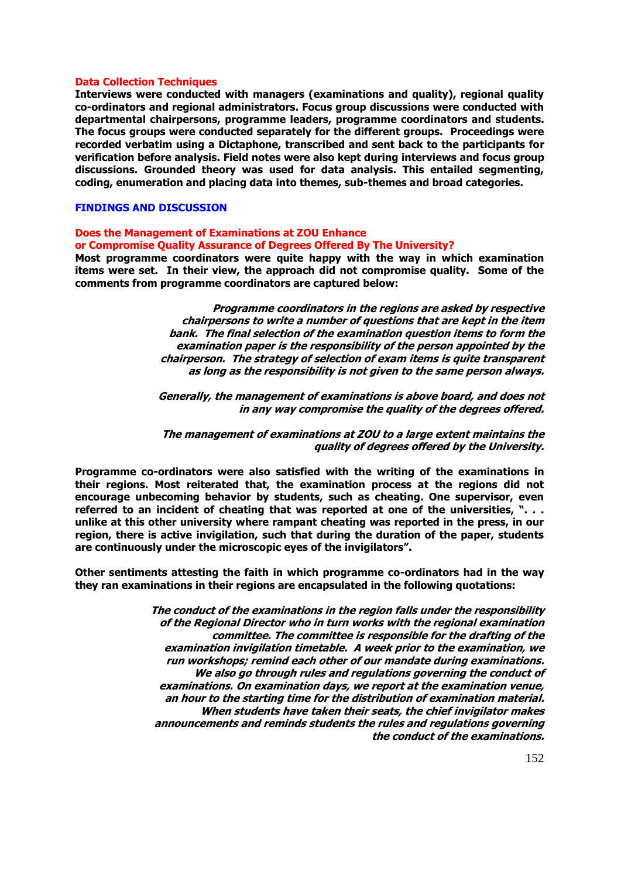### Data Collection Techniques

**Interviews were conducted with managers (examinations and quality), regional quality co-ordinators and regional administrators. Focus group discussions were conducted with departmental chairpersons, programme leaders, programme coordinators and students. The focus groups were conducted separately for the different groups. Proceedings were recorded verbatim using a Dictaphone, transcribed and sent back to the participants for verification before analysis. Field notes were also kept during interviews and focus group discussions. Grounded theory was used for data analysis. This entailed segmenting, coding, enumeration and placing data into themes, sub-themes and broad categories.**

## FINDINGS AND DISCUSSION

### Does the Management of Examinations at ZOU Enhance or Compromise Quality Assurance of Degrees Offered By The University?

**Most programme coordinators were quite happy with the way in which examination items were set. In their view, the approach did not compromise quality. Some of the comments from programme coordinators are captured below:**

> ***Programme coordinators in the regions are asked by respective chairpersons to write a number of questions that are kept in the item bank. The final selection of the examination question items to form the examination paper is the responsibility of the person appointed by the chairperson. The strategy of selection of exam items is quite transparent as long as the responsibility is not given to the same person always.***
>
> ***Generally, the management of examinations is above board, and does not in any way compromise the quality of the degrees offered.***
>
> ***The management of examinations at ZOU to a large extent maintains the quality of degrees offered by the University.***

**Programme co-ordinators were also satisfied with the writing of the examinations in their regions. Most reiterated that, the examination process at the regions did not encourage unbecoming behavior by students, such as cheating. One supervisor, even referred to an incident of cheating that was reported at one of the universities, ". . . unlike at this other university where rampant cheating was reported in the press, in our region, there is active invigilation, such that during the duration of the paper, students are continuously under the microscopic eyes of the invigilators".**

**Other sentiments attesting the faith in which programme co-ordinators had in the way they ran examinations in their regions are encapsulated in the following quotations:**

> ***The conduct of the examinations in the region falls under the responsibility of the Regional Director who in turn works with the regional examination committee. The committee is responsible for the drafting of the examination invigilation timetable. A week prior to the examination, we run workshops; remind each other of our mandate during examinations. We also go through rules and regulations governing the conduct of examinations. On examination days, we report at the examination venue, an hour to the starting time for the distribution of examination material. When students have taken their seats, the chief invigilator makes announcements and reminds students the rules and regulations governing the conduct of the examinations.***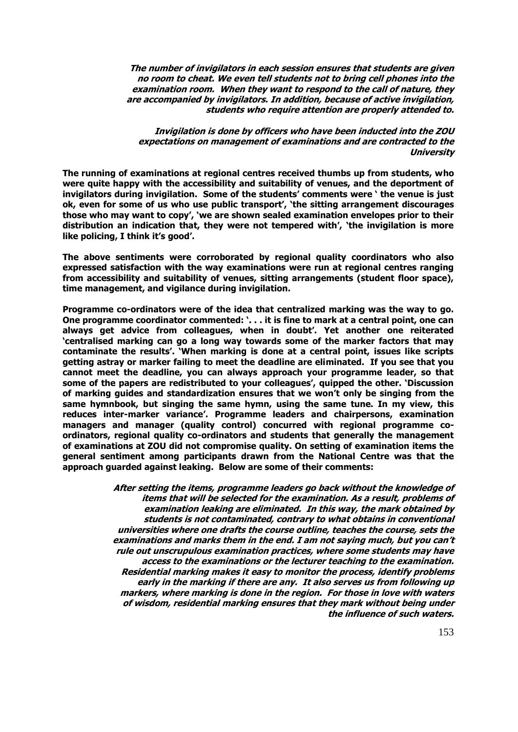> ***The number of invigilators in each session ensures that students are given no room to cheat. We even tell students not to bring cell phones into the examination room. When they want to respond to the call of nature, they are accompanied by invigilators. In addition, because of active invigilation, students who require attention are properly attended to.***
>
> ***Invigilation is done by officers who have been inducted into the ZOU expectations on management of examinations and are contracted to the University***

**The running of examinations at regional centres received thumbs up from students, who were quite happy with the accessibility and suitability of venues, and the deportment of invigilators during invigilation. Some of the students' comments were ' the venue is just ok, even for some of us who use public transport', 'the sitting arrangement discourages those who may want to copy', 'we are shown sealed examination envelopes prior to their distribution an indication that, they were not tempered with', 'the invigilation is more like policing, I think it's good'.**

**The above sentiments were corroborated by regional quality coordinators who also expressed satisfaction with the way examinations were run at regional centres ranging from accessibility and suitability of venues, sitting arrangements (student floor space), time management, and vigilance during invigilation.**

**Programme co-ordinators were of the idea that centralized marking was the way to go. One programme coordinator commented: '. . . it is fine to mark at a central point, one can always get advice from colleagues, when in doubt'. Yet another one reiterated 'centralised marking can go a long way towards some of the marker factors that may contaminate the results'. 'When marking is done at a central point, issues like scripts getting astray or marker failing to meet the deadline are eliminated. If you see that you cannot meet the deadline, you can always approach your programme leader, so that some of the papers are redistributed to your colleagues', quipped the other. 'Discussion of marking guides and standardization ensures that we won't only be singing from the same hymnbook, but singing the same hymn, using the same tune. In my view, this reduces inter-marker variance'. Programme leaders and chairpersons, examination managers and manager (quality control) concurred with regional programme co-ordinators, regional quality co-ordinators and students that generally the management of examinations at ZOU did not compromise quality. On setting of examination items the general sentiment among participants drawn from the National Centre was that the approach guarded against leaking. Below are some of their comments:**

> ***After setting the items, programme leaders go back without the knowledge of items that will be selected for the examination. As a result, problems of examination leaking are eliminated. In this way, the mark obtained by students is not contaminated, contrary to what obtains in conventional universities where one drafts the course outline, teaches the course, sets the examinations and marks them in the end. I am not saying much, but you can't rule out unscrupulous examination practices, where some students may have access to the examinations or the lecturer teaching to the examination. Residential marking makes it easy to monitor the process, identify problems early in the marking if there are any. It also serves us from following up markers, where marking is done in the region. For those in love with waters of wisdom, residential marking ensures that they mark without being under the influence of such waters.***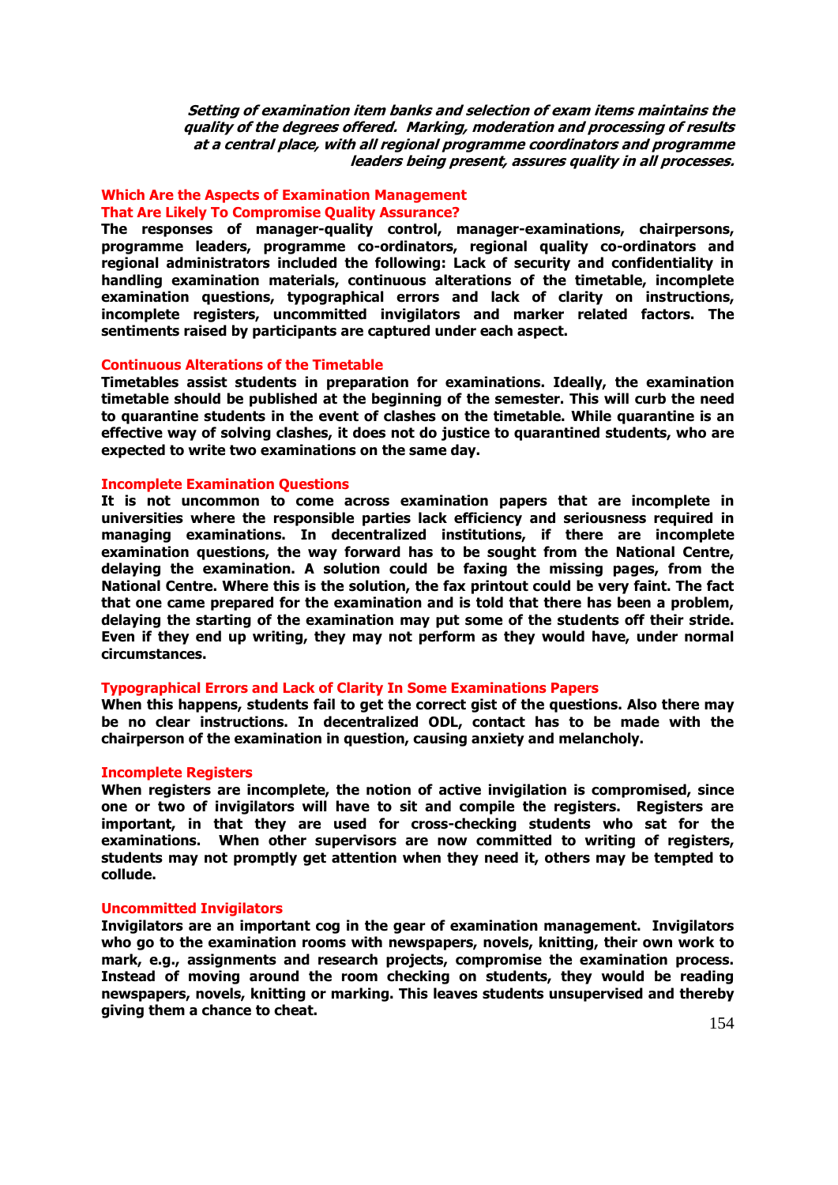***Setting of examination item banks and selection of exam items maintains the quality of the degrees offered. Marking, moderation and processing of results at a central place, with all regional programme coordinators and programme leaders being present, assures quality in all processes.***

## Which Are the Aspects of Examination Management That Are Likely To Compromise Quality Assurance?

**The responses of manager-quality control, manager-examinations, chairpersons, programme leaders, programme co-ordinators, regional quality co-ordinators and regional administrators included the following: Lack of security and confidentiality in handling examination materials, continuous alterations of the timetable, incomplete examination questions, typographical errors and lack of clarity on instructions, incomplete registers, uncommitted invigilators and marker related factors. The sentiments raised by participants are captured under each aspect.**

### Continuous Alterations of the Timetable

**Timetables assist students in preparation for examinations. Ideally, the examination timetable should be published at the beginning of the semester. This will curb the need to quarantine students in the event of clashes on the timetable. While quarantine is an effective way of solving clashes, it does not do justice to quarantined students, who are expected to write two examinations on the same day.**

### Incomplete Examination Questions

**It is not uncommon to come across examination papers that are incomplete in universities where the responsible parties lack efficiency and seriousness required in managing examinations. In decentralized institutions, if there are incomplete examination questions, the way forward has to be sought from the National Centre, delaying the examination. A solution could be faxing the missing pages, from the National Centre. Where this is the solution, the fax printout could be very faint. The fact that one came prepared for the examination and is told that there has been a problem, delaying the starting of the examination may put some of the students off their stride. Even if they end up writing, they may not perform as they would have, under normal circumstances.**

### Typographical Errors and Lack of Clarity In Some Examinations Papers

**When this happens, students fail to get the correct gist of the questions. Also there may be no clear instructions. In decentralized ODL, contact has to be made with the chairperson of the examination in question, causing anxiety and melancholy.**

### Incomplete Registers

**When registers are incomplete, the notion of active invigilation is compromised, since one or two of invigilators will have to sit and compile the registers. Registers are important, in that they are used for cross-checking students who sat for the examinations. When other supervisors are now committed to writing of registers, students may not promptly get attention when they need it, others may be tempted to collude.**

### Uncommitted Invigilators

**Invigilators are an important cog in the gear of examination management. Invigilators who go to the examination rooms with newspapers, novels, knitting, their own work to mark, e.g., assignments and research projects, compromise the examination process. Instead of moving around the room checking on students, they would be reading newspapers, novels, knitting or marking. This leaves students unsupervised and thereby giving them a chance to cheat.**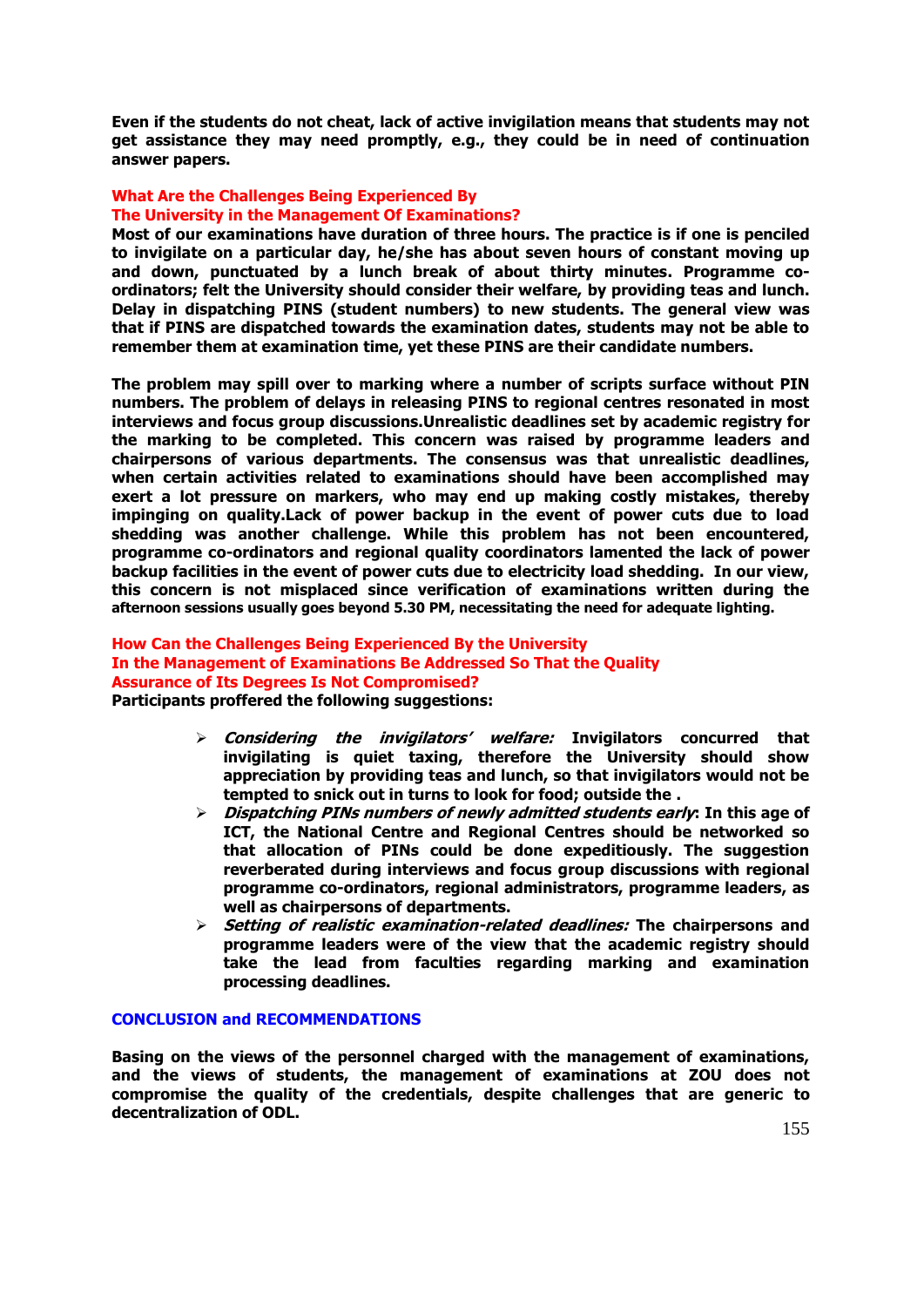**Even if the students do not cheat, lack of active invigilation means that students may not get assistance they may need promptly, e.g., they could be in need of continuation answer papers.**

### What Are the Challenges Being Experienced By The University in the Management Of Examinations?

**Most of our examinations have duration of three hours. The practice is if one is penciled to invigilate on a particular day, he/she has about seven hours of constant moving up and down, punctuated by a lunch break of about thirty minutes. Programme co-ordinators; felt the University should consider their welfare, by providing teas and lunch. Delay in dispatching PINS (student numbers) to new students. The general view was that if PINS are dispatched towards the examination dates, students may not be able to remember them at examination time, yet these PINS are their candidate numbers.**

**The problem may spill over to marking where a number of scripts surface without PIN numbers. The problem of delays in releasing PINS to regional centres resonated in most interviews and focus group discussions.Unrealistic deadlines set by academic registry for the marking to be completed. This concern was raised by programme leaders and chairpersons of various departments. The consensus was that unrealistic deadlines, when certain activities related to examinations should have been accomplished may exert a lot pressure on markers, who may end up making costly mistakes, thereby impinging on quality.Lack of power backup in the event of power cuts due to load shedding was another challenge. While this problem has not been encountered, programme co-ordinators and regional quality coordinators lamented the lack of power backup facilities in the event of power cuts due to electricity load shedding. In our view, this concern is not misplaced since verification of examinations written during the afternoon sessions usually goes beyond 5.30 PM, necessitating the need for adequate lighting.**

### How Can the Challenges Being Experienced By the University In the Management of Examinations Be Addressed So That the Quality Assurance of Its Degrees Is Not Compromised?

**Participants proffered the following suggestions:**

- ***Considering the invigilators' welfare:*** **Invigilators concurred that invigilating is quiet taxing, therefore the University should show appreciation by providing teas and lunch, so that invigilators would not be tempted to snick out in turns to look for food; outside the .**
- ***Dispatching PINs numbers of newly admitted students early*: In this age of ICT, the National Centre and Regional Centres should be networked so that allocation of PINs could be done expeditiously. The suggestion reverberated during interviews and focus group discussions with regional programme co-ordinators, regional administrators, programme leaders, as well as chairpersons of departments.**
- ***Setting of realistic examination-related deadlines:*** **The chairpersons and programme leaders were of the view that the academic registry should take the lead from faculties regarding marking and examination processing deadlines.**

## CONCLUSION and RECOMMENDATIONS

**Basing on the views of the personnel charged with the management of examinations, and the views of students, the management of examinations at ZOU does not compromise the quality of the credentials, despite challenges that are generic to decentralization of ODL.**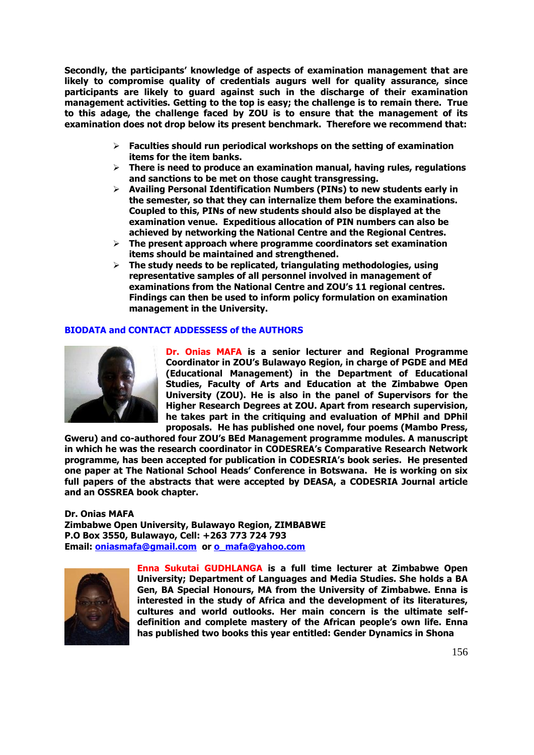**Secondly, the participants' knowledge of aspects of examination management that are likely to compromise quality of credentials augurs well for quality assurance, since participants are likely to guard against such in the discharge of their examination management activities. Getting to the top is easy; the challenge is to remain there. True to this adage, the challenge faced by ZOU is to ensure that the management of its examination does not drop below its present benchmark. Therefore we recommend that:**

- **Faculties should run periodical workshops on the setting of examination items for the item banks.**
- **There is need to produce an examination manual, having rules, regulations and sanctions to be met on those caught transgressing.**
- **Availing Personal Identification Numbers (PINs) to new students early in the semester, so that they can internalize them before the examinations. Coupled to this, PINs of new students should also be displayed at the examination venue. Expeditious allocation of PIN numbers can also be achieved by networking the National Centre and the Regional Centres.**
- **The present approach where programme coordinators set examination items should be maintained and strengthened.**
- **The study needs to be replicated, triangulating methodologies, using representative samples of all personnel involved in management of examinations from the National Centre and ZOU's 11 regional centres. Findings can then be used to inform policy formulation on examination management in the University.**

## BIODATA and CONTACT ADDESSESS of the AUTHORS

**Dr. Onias MAFA is a senior lecturer and Regional Programme Coordinator in ZOU's Bulawayo Region, in charge of PGDE and MEd (Educational Management) in the Department of Educational Studies, Faculty of Arts and Education at the Zimbabwe Open University (ZOU). He is also in the panel of Supervisors for the Higher Research Degrees at ZOU. Apart from research supervision, he takes part in the critiquing and evaluation of MPhil and DPhil proposals. He has published one novel, four poems (Mambo Press, Gweru) and co-authored four ZOU's BEd Management programme modules. A manuscript in which he was the research coordinator in CODESREA's Comparative Research Network programme, has been accepted for publication in CODESRIA's book series. He presented one paper at The National School Heads' Conference in Botswana. He is working on six full papers of the abstracts that were accepted by DEASA, a CODESRIA Journal article and an OSSREA book chapter.**

**Dr. Onias MAFA**
**Zimbabwe Open University, Bulawayo Region, ZIMBABWE**
**P.O Box 3550, Bulawayo, Cell: +263 773 724 793**
**Email: oniasmafa@gmail.com or o_mafa@yahoo.com**

**Enna Sukutai GUDHLANGA is a full time lecturer at Zimbabwe Open University; Department of Languages and Media Studies. She holds a BA Gen, BA Special Honours, MA from the University of Zimbabwe. Enna is interested in the study of Africa and the development of its literatures, cultures and world outlooks. Her main concern is the ultimate self-definition and complete mastery of the African people's own life. Enna has published two books this year entitled: Gender Dynamics in Shona**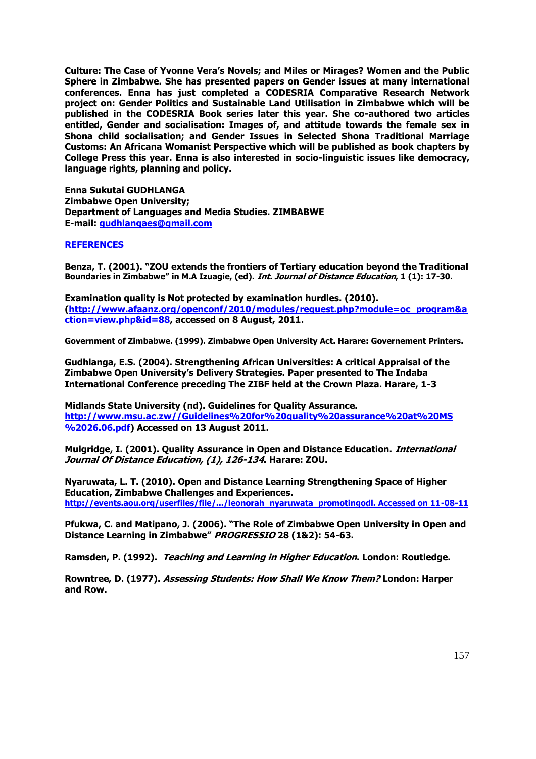**Culture: The Case of Yvonne Vera's Novels; and Miles or Mirages? Women and the Public Sphere in Zimbabwe. She has presented papers on Gender issues at many international conferences. Enna has just completed a CODESRIA Comparative Research Network project on: Gender Politics and Sustainable Land Utilisation in Zimbabwe which will be published in the CODESRIA Book series later this year. She co-authored two articles entitled, Gender and socialisation: Images of, and attitude towards the female sex in Shona child socialisation; and Gender Issues in Selected Shona Traditional Marriage Customs: An Africana Womanist Perspective which will be published as book chapters by College Press this year. Enna is also interested in socio-linguistic issues like democracy, language rights, planning and policy.**

**Enna Sukutai GUDHLANGA**
**Zimbabwe Open University;**
**Department of Languages and Media Studies. ZIMBABWE**
**E-mail: [gudhlangaes@gmail.com](mailto:gudhlangaes@gmail.com)**

## REFERENCES

**Benza, T. (2001). "ZOU extends the frontiers of Tertiary education beyond the Traditional Boundaries in Zimbabwe" in M.A Izuagie, (ed). *Int. Journal of Distance Education*, 1 (1): 17-30.**

**Examination quality is Not protected by examination hurdles. (2010). ([http://www.afaanz.org/openconf/2010/modules/request.php?module=oc_program&action=view.php&id=88](http://www.afaanz.org/openconf/2010/modules/request.php?module=oc_program&action=view.php&id=88), accessed on 8 August, 2011.**

**Government of Zimbabwe. (1999). Zimbabwe Open University Act. Harare: Governement Printers.**

**Gudhlanga, E.S. (2004). Strengthening African Universities: A critical Appraisal of the Zimbabwe Open University's Delivery Strategies. Paper presented to The Indaba International Conference preceding The ZIBF held at the Crown Plaza. Harare, 1-3**

**Midlands State University (nd). Guidelines for Quality Assurance. [http://www.msu.ac.zw//Guidelines%20for%20quality%20assurance%20at%20MS%2026.06.pdf](http://www.msu.ac.zw//Guidelines%20for%20quality%20assurance%20at%20MS%2026.06.pdf)) Accessed on 13 August 2011.**

**Mulgridge, I. (2001). Quality Assurance in Open and Distance Education. *International Journal Of Distance Education, (1), 126-134*. Harare: ZOU.**

**Nyaruwata, L. T. (2010). Open and Distance Learning Strengthening Space of Higher Education, Zimbabwe Challenges and Experiences. http://events.aou.org/userfiles/file/.../leonorah_nyaruwata_promotingodl. Accessed on 11-08-11**

**Pfukwa, C. and Matipano, J. (2006). "The Role of Zimbabwe Open University in Open and Distance Learning in Zimbabwe" *PROGRESSIO* 28 (1&2): 54-63.**

**Ramsden, P. (1992). *Teaching and Learning in Higher Education*. London: Routledge.**

**Rowntree, D. (1977). *Assessing Students: How Shall We Know Them?* London: Harper and Row.**